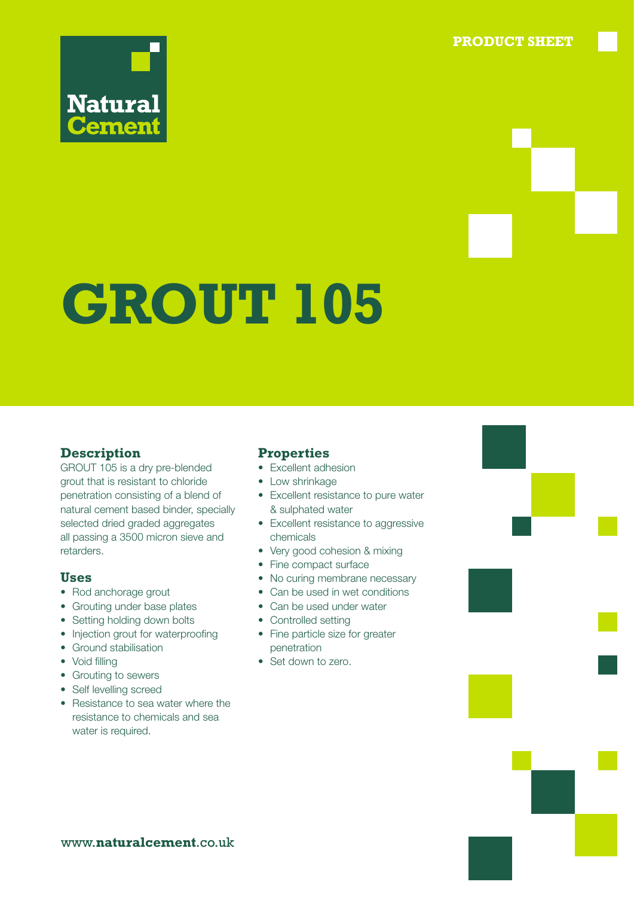PRODUCT SHEET

Natural Cement

# GROUT 105

## Description

GROUT 105 is a dry pre-blended grout that is resistant to chloride penetration consisting of a blend of natural cement based binder, specially selected dried graded aggregates all passing a 3500 micron sieve and retarders.

## Uses

- Rod anchorage grout
- Grouting under base plates
- Setting holding down bolts
- Injection grout for waterproofing
- Ground stabilisation
- Void filling
- Grouting to sewers
- Self levelling screed
- Resistance to sea water where the resistance to chemicals and sea water is required.

## Properties

- Excellent adhesion
- Low shrinkage
- Excellent resistance to pure water & sulphated water
- Excellent resistance to aggressive chemicals
- Very good cohesion & mixing
- Fine compact surface
- No curing membrane necessary
- Can be used in wet conditions
- Can be used under water
- Controlled setting
- Fine particle size for greater penetration
- Set down to zero.

www.**naturalcement**.co.uk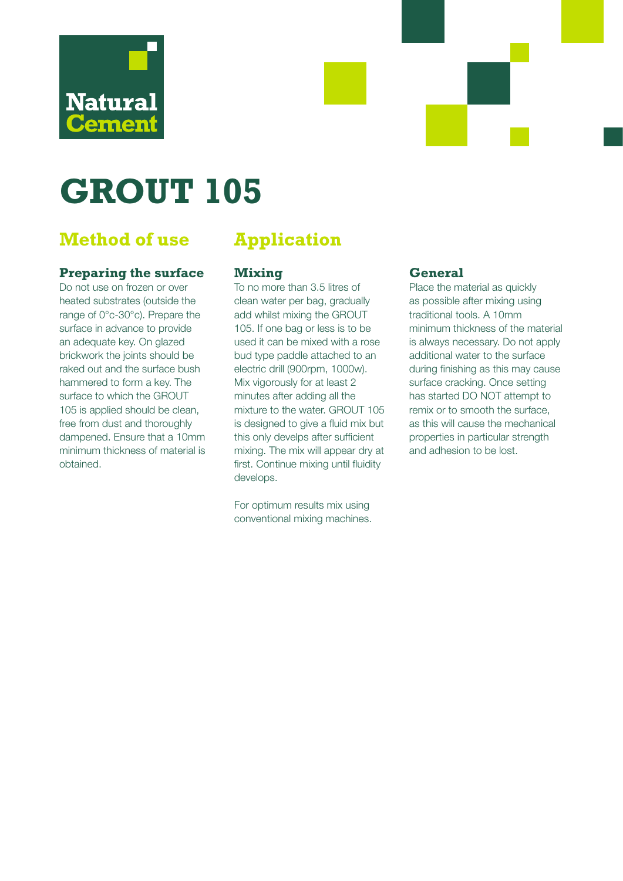Natural Cement

# GROUT 105

## Method of use

### Preparing the surface

Do not use on frozen or over heated substrates (outside the range of 0°c-30°c). Prepare the surface in advance to provide an adequate key. On glazed brickwork the joints should be raked out and the surface bush hammered to form a key. The surface to which the GROUT 105 is applied should be clean, free from dust and thoroughly dampened. Ensure that a 10mm minimum thickness of material is obtained.

## Application

### Mixing

To no more than 3.5 litres of clean water per bag, gradually add whilst mixing the GROUT 105. If one bag or less is to be used it can be mixed with a rose bud type paddle attached to an electric drill (900rpm, 1000w). Mix vigorously for at least 2 minutes after adding all the mixture to the water. GROUT 105 is designed to give a fluid mix but this only develps after sufficient mixing. The mix will appear dry at first. Continue mixing until fluidity develops.

For optimum results mix using conventional mixing machines.

### General

Place the material as quickly as possible after mixing using traditional tools. A 10mm minimum thickness of the material is always necessary. Do not apply additional water to the surface during finishing as this may cause surface cracking. Once setting has started DO NOT attempt to remix or to smooth the surface, as this will cause the mechanical properties in particular strength and adhesion to be lost.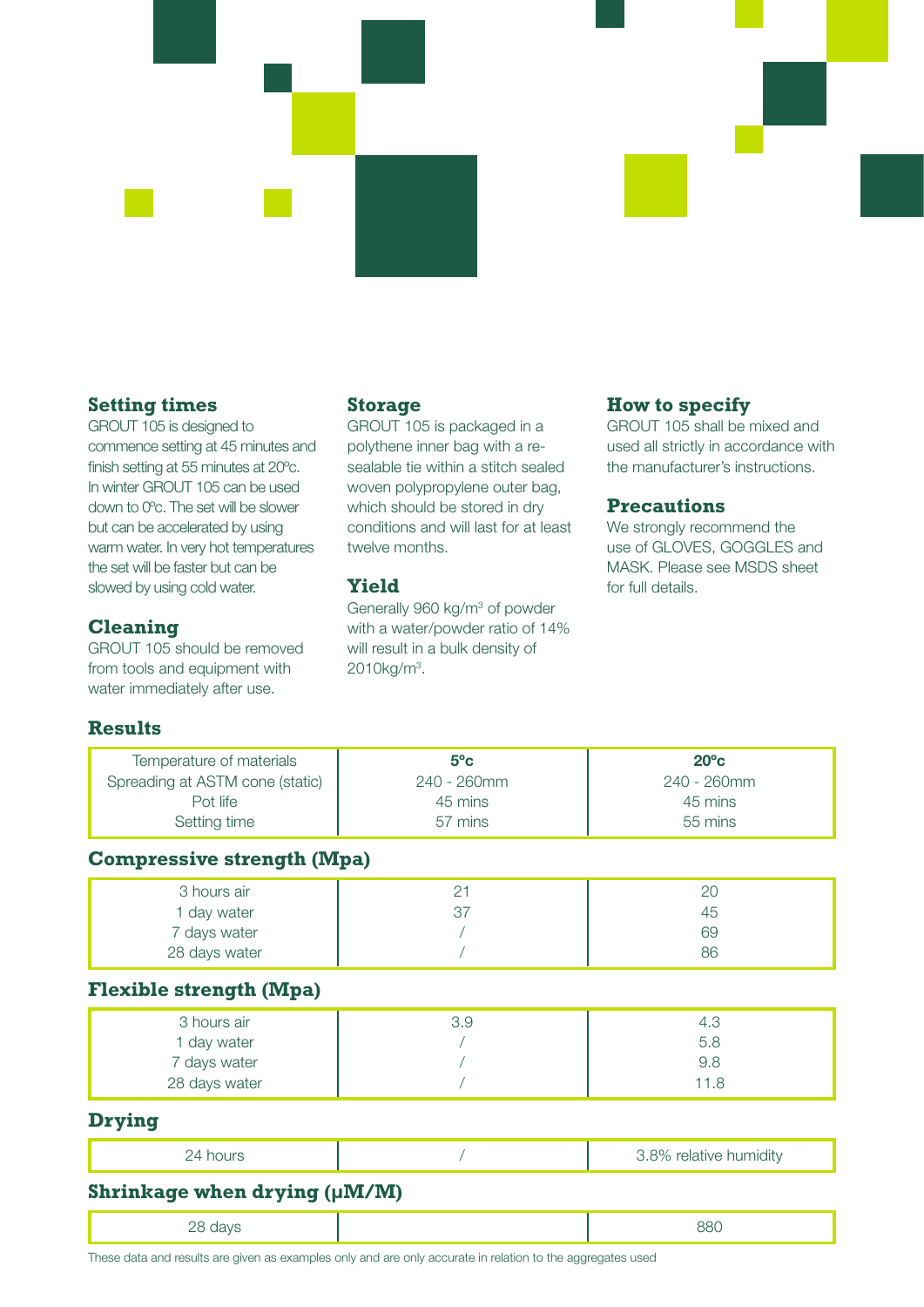### Setting times

GROUT 105 is designed to commence setting at 45 minutes and finish setting at 55 minutes at 20ºc. In winter GROUT 105 can be used down to 0ºc. The set will be slower but can be accelerated by using warm water. In very hot temperatures the set will be faster but can be slowed by using cold water.

### Cleaning

GROUT 105 should be removed from tools and equipment with water immediately after use.

### Storage

GROUT 105 is packaged in a polythene inner bag with a re-sealable tie within a stitch sealed woven polypropylene outer bag, which should be stored in dry conditions and will last for at least twelve months.

### Yield

Generally 960 kg/m$^3$ of powder with a water/powder ratio of 14% will result in a bulk density of 2010kg/m$^3$.

### How to specify

GROUT 105 shall be mixed and used all strictly in accordance with the manufacturer's instructions.

### Precautions

We strongly recommend the use of GLOVES, GOGGLES and MASK. Please see MSDS sheet for full details.

### Results

| Temperature of materials | **5ºc** | **20ºc** |
|---|---|---|
| Spreading at ASTM cone (static) | 240 - 260mm | 240 - 260mm |
| Pot life | 45 mins | 45 mins |
| Setting time | 57 mins | 55 mins |

### Compressive strength (Mpa)

| | | |
|---|---|---|
| 3 hours air | 21 | 20 |
| 1 day water | 37 | 45 |
| 7 days water | / | 69 |
| 28 days water | / | 86 |

### Flexible strength (Mpa)

| | | |
|---|---|---|
| 3 hours air | 3.9 | 4.3 |
| 1 day water | / | 5.8 |
| 7 days water | / | 9.8 |
| 28 days water | / | 11.8 |

### Drying

| | | |
|---|---|---|
| 24 hours | / | 3.8% relative humidity |

### Shrinkage when drying (μM/M)

| | | |
|---|---|---|
| 28 days | | 880 |

These data and results are given as examples only and are only accurate in relation to the aggregates used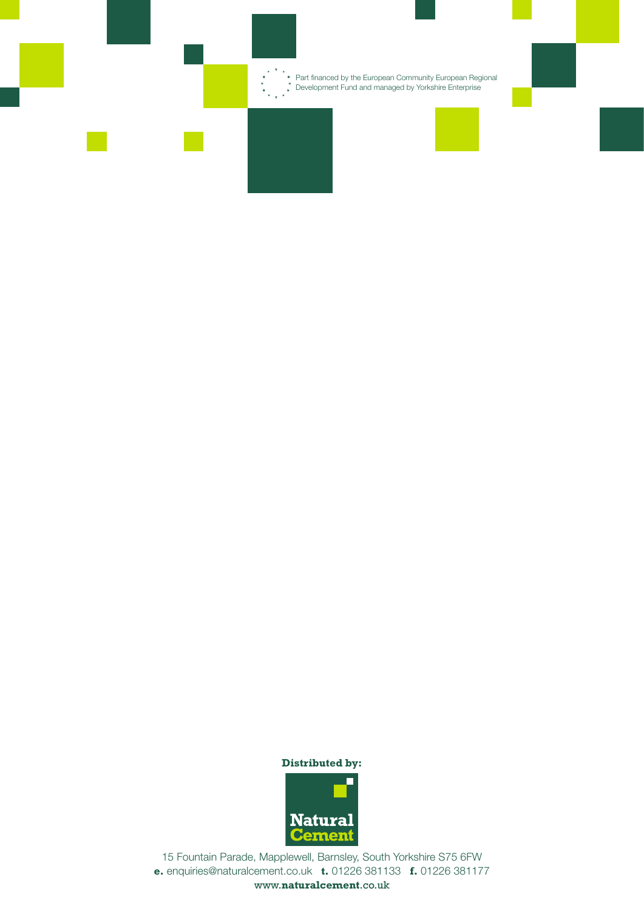Part financed by the European Community European Regional Development Fund and managed by Yorkshire Enterprise

**Distributed by:**

Natural Cement

15 Fountain Parade, Mapplewell, Barnsley, South Yorkshire S75 6FW
**e.** enquiries@naturalcement.co.uk **t.** 01226 381133 **f.** 01226 381177
www.**naturalcement**.co.uk